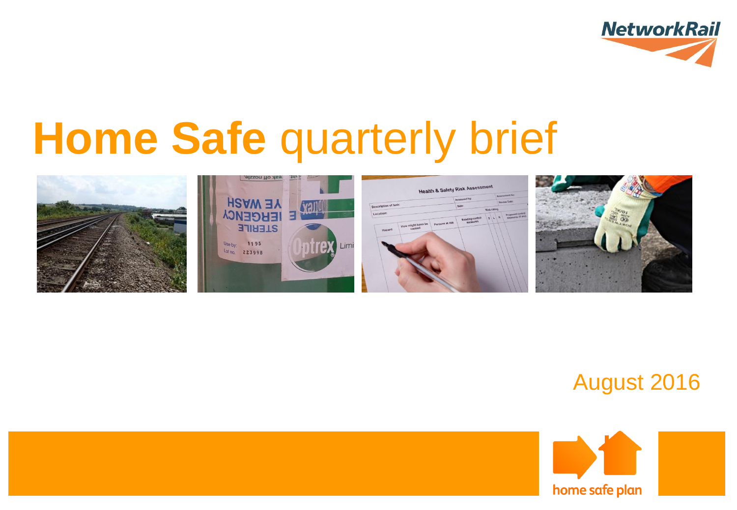NetworkRail

# **Home Safe** quarterly brief

August 2016

home safe plan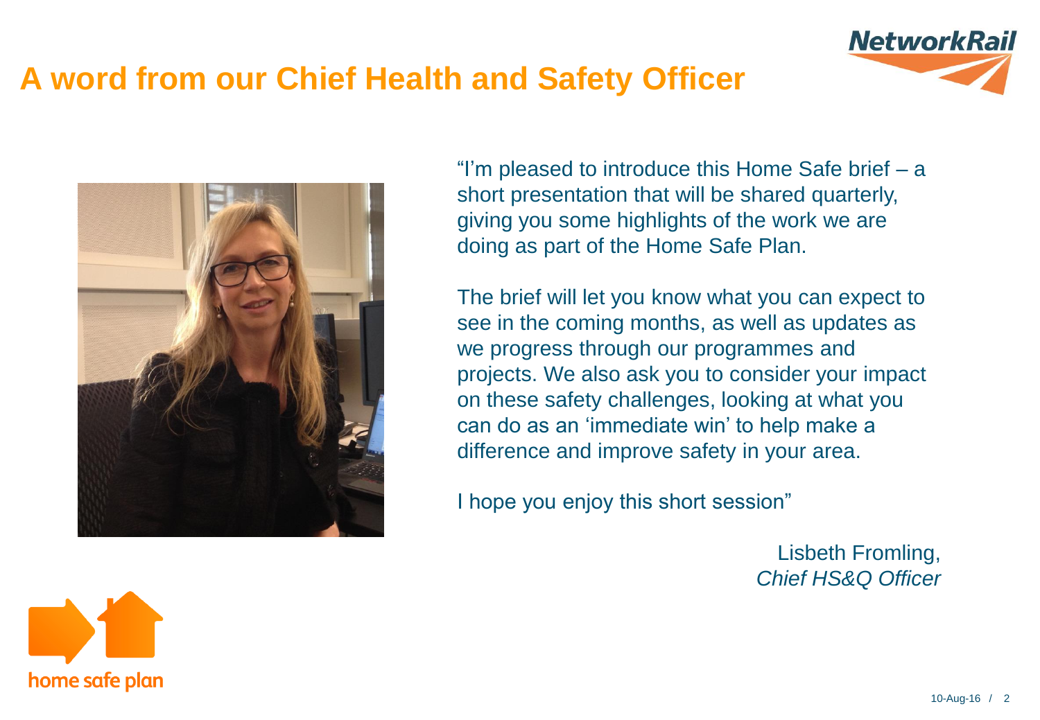# A word from our Chief Health and Safety Officer

"I'm pleased to introduce this Home Safe brief – a short presentation that will be shared quarterly, giving you some highlights of the work we are doing as part of the Home Safe Plan.

The brief will let you know what you can expect to see in the coming months, as well as updates as we progress through our programmes and projects. We also ask you to consider your impact on these safety challenges, looking at what you can do as an 'immediate win' to help make a difference and improve safety in your area.

I hope you enjoy this short session"

Lisbeth Fromling,
*Chief HS&Q Officer*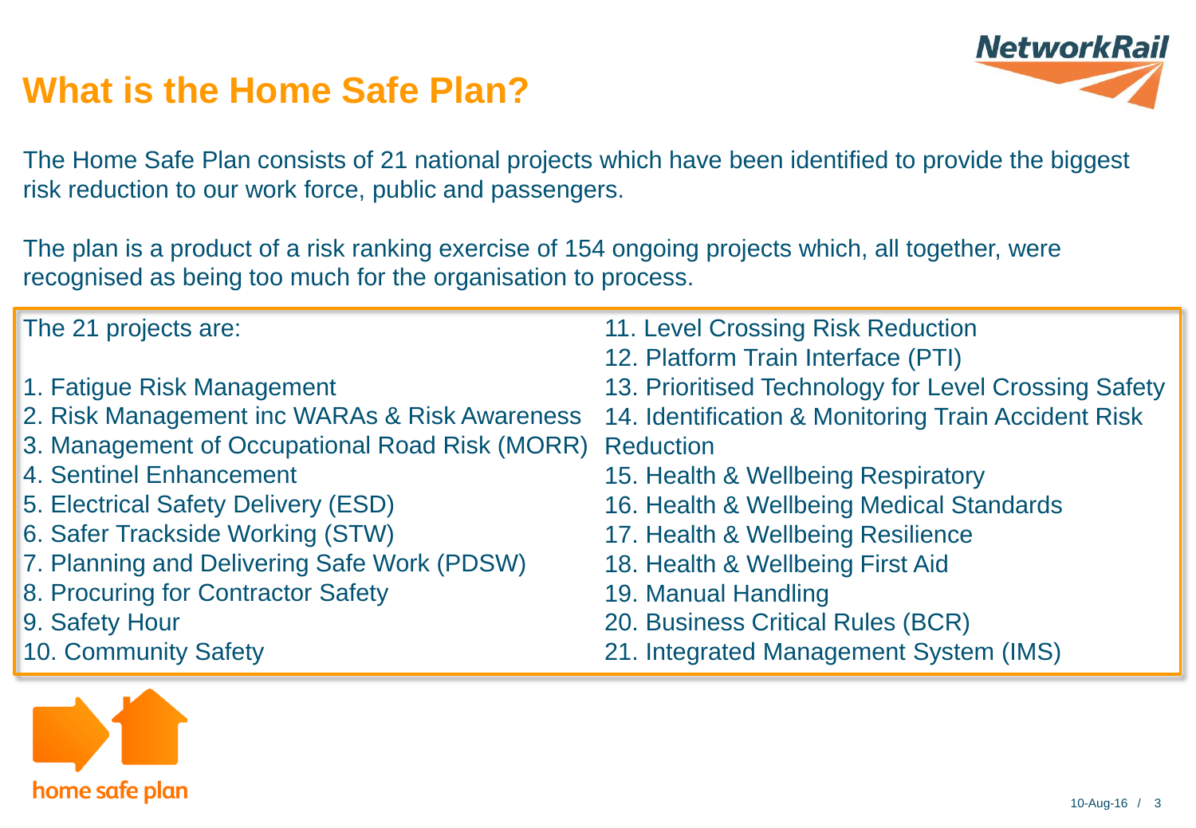# What is the Home Safe Plan?

The Home Safe Plan consists of 21 national projects which have been identified to provide the biggest risk reduction to our work force, public and passengers.

The plan is a product of a risk ranking exercise of 154 ongoing projects which, all together, were recognised as being too much for the organisation to process.

The 21 projects are:

1. Fatigue Risk Management
2. Risk Management inc WARAs & Risk Awareness
3. Management of Occupational Road Risk (MORR)
4. Sentinel Enhancement
5. Electrical Safety Delivery (ESD)
6. Safer Trackside Working (STW)
7. Planning and Delivering Safe Work (PDSW)
8. Procuring for Contractor Safety
9. Safety Hour
10. Community Safety
11. Level Crossing Risk Reduction
12. Platform Train Interface (PTI)
13. Prioritised Technology for Level Crossing Safety
14. Identification & Monitoring Train Accident Risk Reduction
15. Health & Wellbeing Respiratory
16. Health & Wellbeing Medical Standards
17. Health & Wellbeing Resilience
18. Health & Wellbeing First Aid
19. Manual Handling
20. Business Critical Rules (BCR)
21. Integrated Management System (IMS)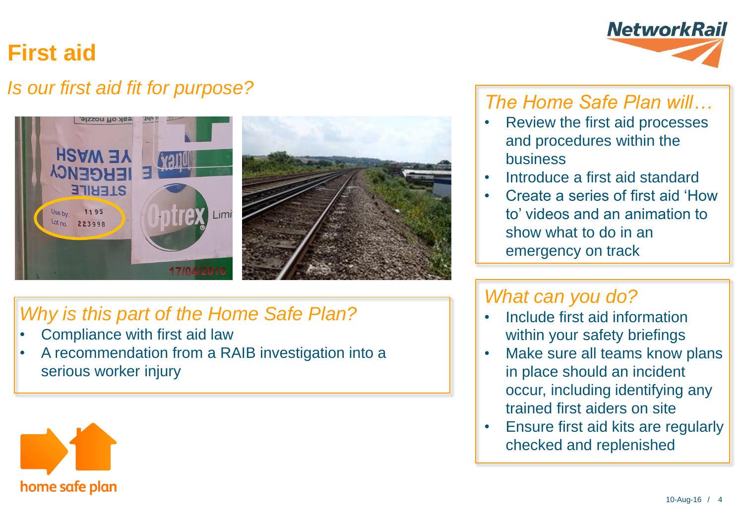# First aid

## *Is our first aid fit for purpose?*

### *Why is this part of the Home Safe Plan?*

- Compliance with first aid law
- A recommendation from a RAIB investigation into a serious worker injury

### *The Home Safe Plan will…*

- Review the first aid processes and procedures within the business
- Introduce a first aid standard
- Create a series of first aid 'How to' videos and an animation to show what to do in an emergency on track

### *What can you do?*

- Include first aid information within your safety briefings
- Make sure all teams know plans in place should an incident occur, including identifying any trained first aiders on site
- Ensure first aid kits are regularly checked and replenished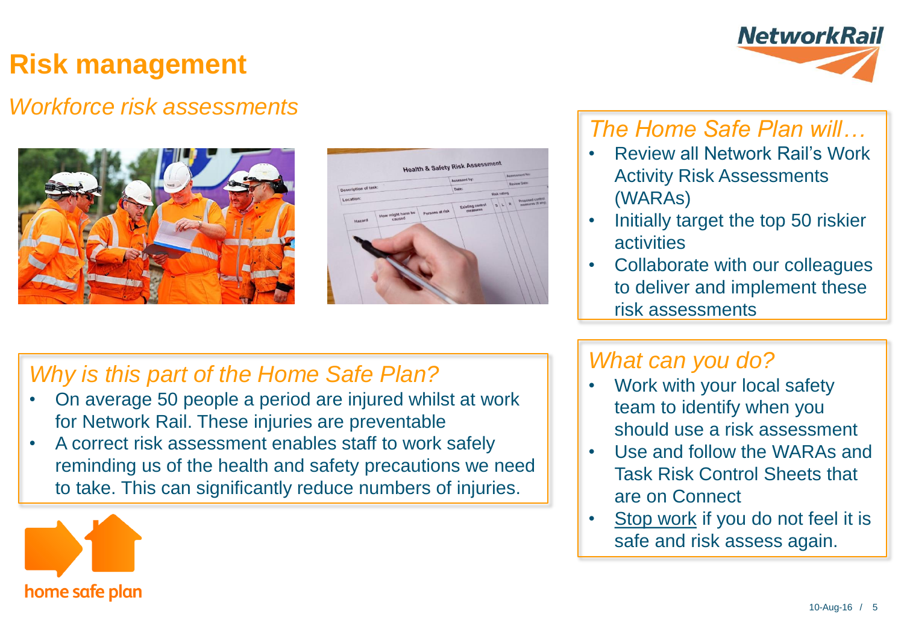# Risk management

## *Workforce risk assessments*

### *The Home Safe Plan will…*

- Review all Network Rail's Work Activity Risk Assessments (WARAs)
- Initially target the top 50 riskier activities
- Collaborate with our colleagues to deliver and implement these risk assessments

### *Why is this part of the Home Safe Plan?*

- On average 50 people a period are injured whilst at work for Network Rail. These injuries are preventable
- A correct risk assessment enables staff to work safely reminding us of the health and safety precautions we need to take. This can significantly reduce numbers of injuries.

### *What can you do?*

- Work with your local safety team to identify when you should use a risk assessment
- Use and follow the WARAs and Task Risk Control Sheets that are on Connect
- Stop work if you do not feel it is safe and risk assess again.

home safe plan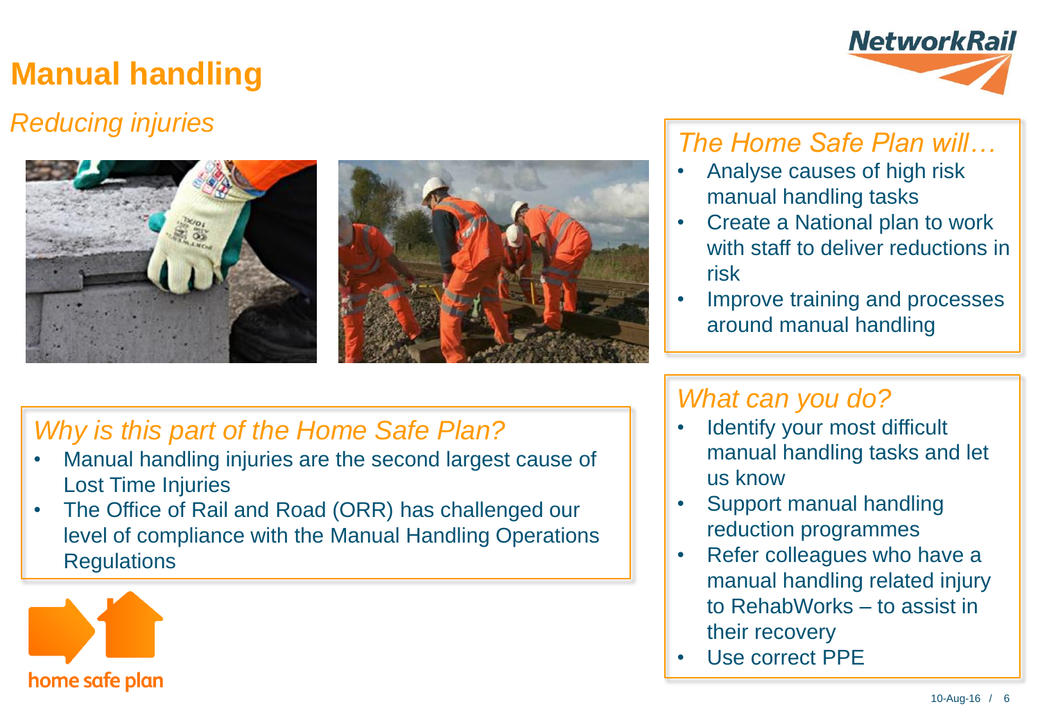# Manual handling

*Reducing injuries*

## *Why is this part of the Home Safe Plan?*

- Manual handling injuries are the second largest cause of Lost Time Injuries
- The Office of Rail and Road (ORR) has challenged our level of compliance with the Manual Handling Operations Regulations

## *The Home Safe Plan will…*

- Analyse causes of high risk manual handling tasks
- Create a National plan to work with staff to deliver reductions in risk
- Improve training and processes around manual handling

## *What can you do?*

- Identify your most difficult manual handling tasks and let us know
- Support manual handling reduction programmes
- Refer colleagues who have a manual handling related injury to RehabWorks – to assist in their recovery
- Use correct PPE

home safe plan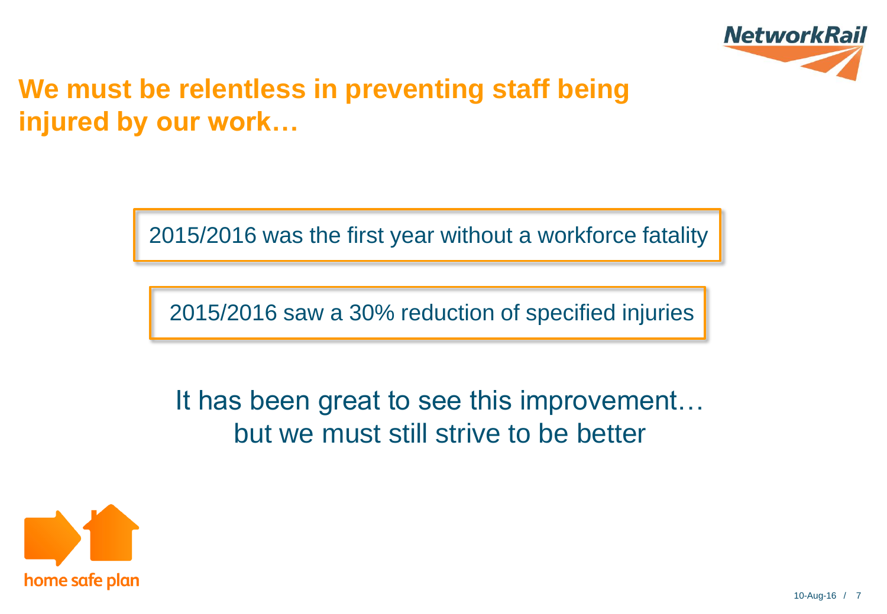# We must be relentless in preventing staff being injured by our work…

2015/2016 was the first year without a workforce fatality

2015/2016 saw a 30% reduction of specified injuries

It has been great to see this improvement… but we must still strive to be better

home safe plan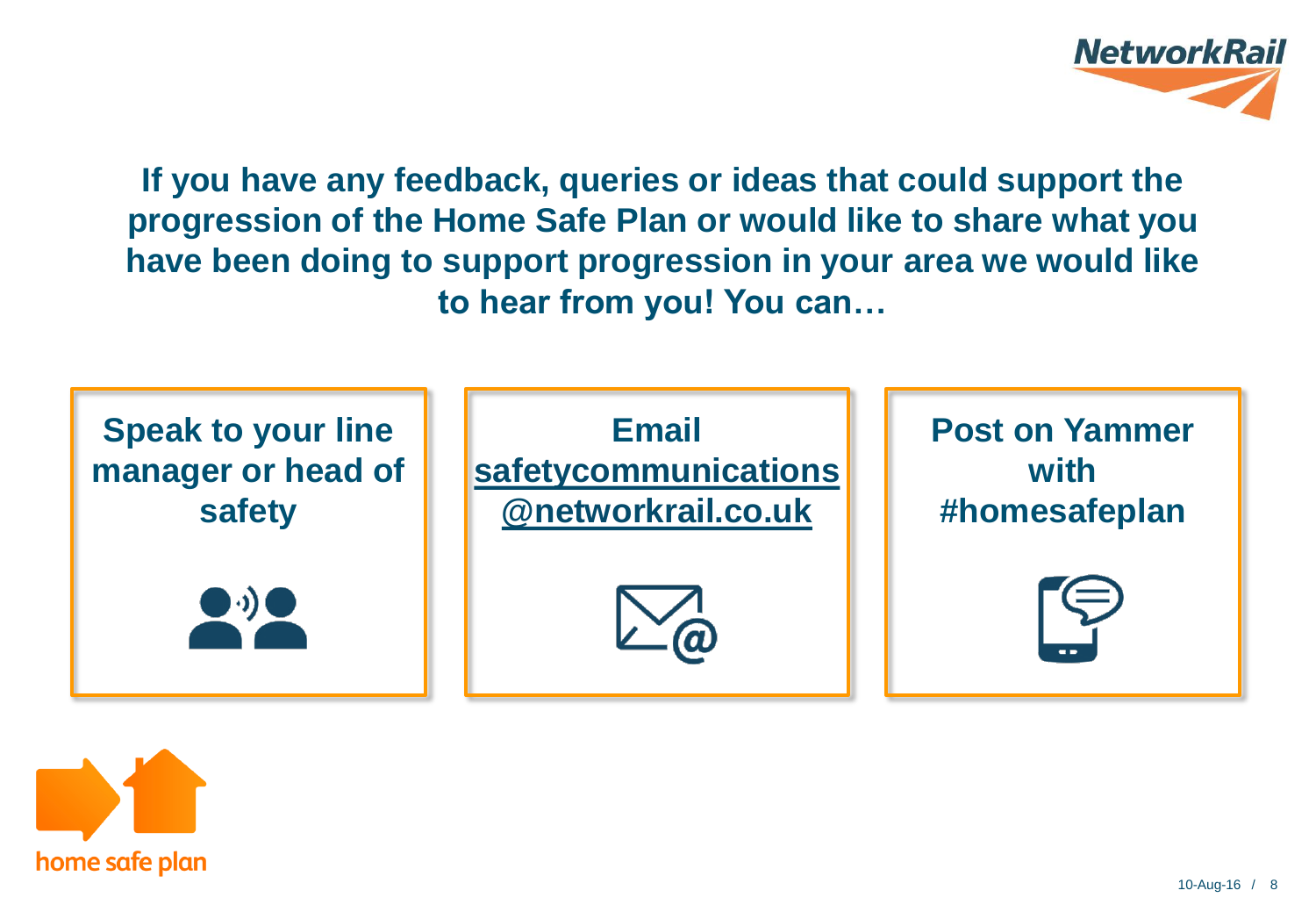**If you have any feedback, queries or ideas that could support the progression of the Home Safe Plan or would like to share what you have been doing to support progression in your area we would like to hear from you! You can…**

**Speak to your line manager or head of safety**

**Email safetycommunications@networkrail.co.uk**

**Post on Yammer with #homesafeplan**

home safe plan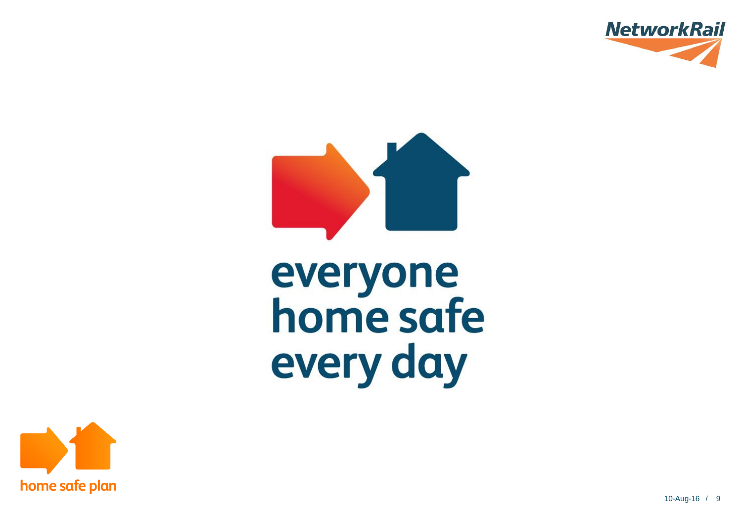everyone
home safe
every day

home safe plan